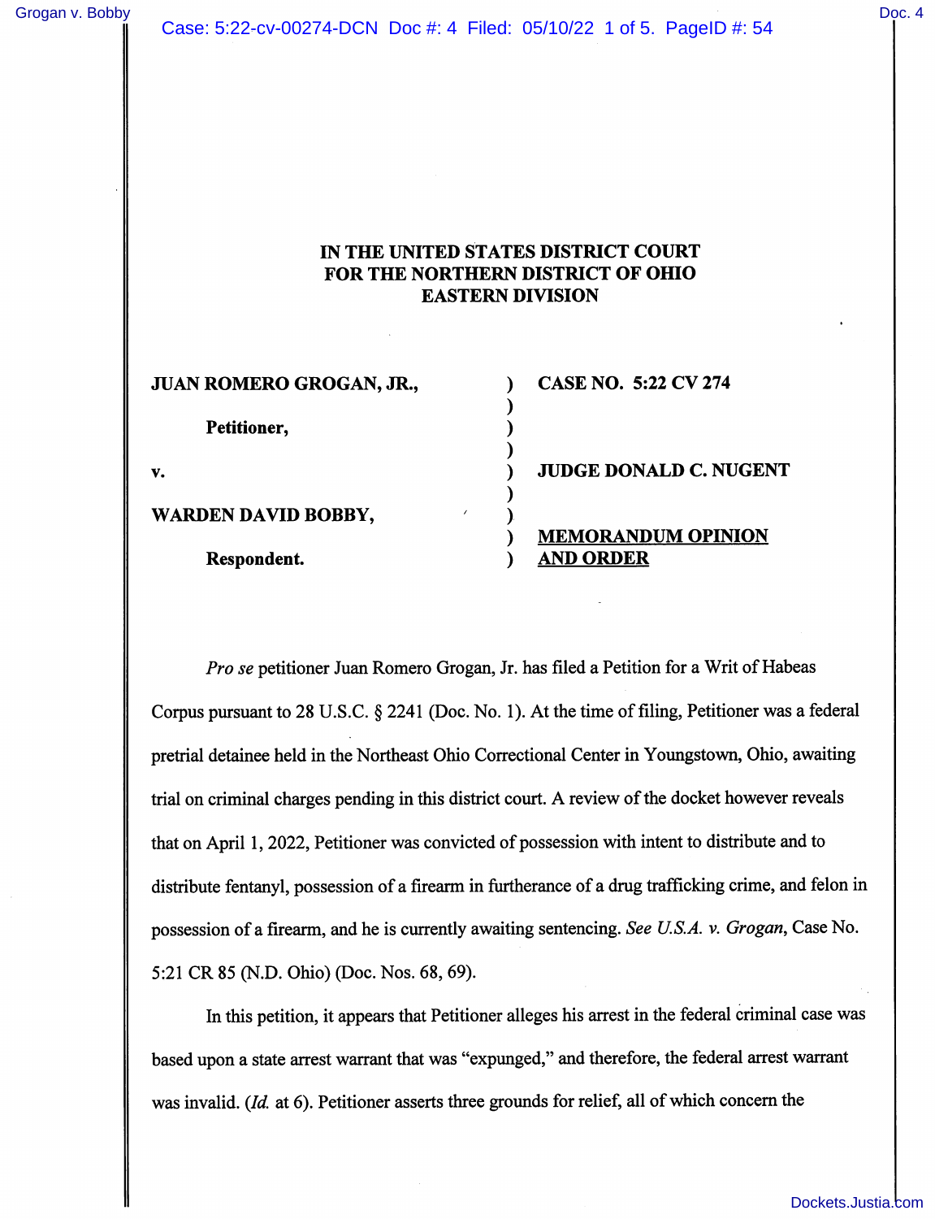# IN THE UNITED STATES DISTRICT COURT FOR THE NORTHERN DISTRICT OF OHIO EASTERN DIVISION

| | | |
|---|---|---|
| **JUAN ROMERO GROGAN, JR.,** | ) | **CASE NO. 5:22 CV 274** |
| | ) | |
| **Petitioner,** | ) | |
| | ) | |
| **v.** | ) | **JUDGE DONALD C. NUGENT** |
| | ) | |
| **WARDEN DAVID BOBBY,** | ) | |
| | ) | **MEMORANDUM OPINION** |
| **Respondent.** | ) | **AND ORDER** |

*Pro se* petitioner Juan Romero Grogan, Jr. has filed a Petition for a Writ of Habeas Corpus pursuant to 28 U.S.C. § 2241 (Doc. No. 1). At the time of filing, Petitioner was a federal pretrial detainee held in the Northeast Ohio Correctional Center in Youngstown, Ohio, awaiting trial on criminal charges pending in this district court. A review of the docket however reveals that on April 1, 2022, Petitioner was convicted of possession with intent to distribute and to distribute fentanyl, possession of a firearm in furtherance of a drug trafficking crime, and felon in possession of a firearm, and he is currently awaiting sentencing. *See U.S.A. v. Grogan*, Case No. 5:21 CR 85 (N.D. Ohio) (Doc. Nos. 68, 69).

In this petition, it appears that Petitioner alleges his arrest in the federal criminal case was based upon a state arrest warrant that was "expunged," and therefore, the federal arrest warrant was invalid. (*Id.* at 6). Petitioner asserts three grounds for relief, all of which concern the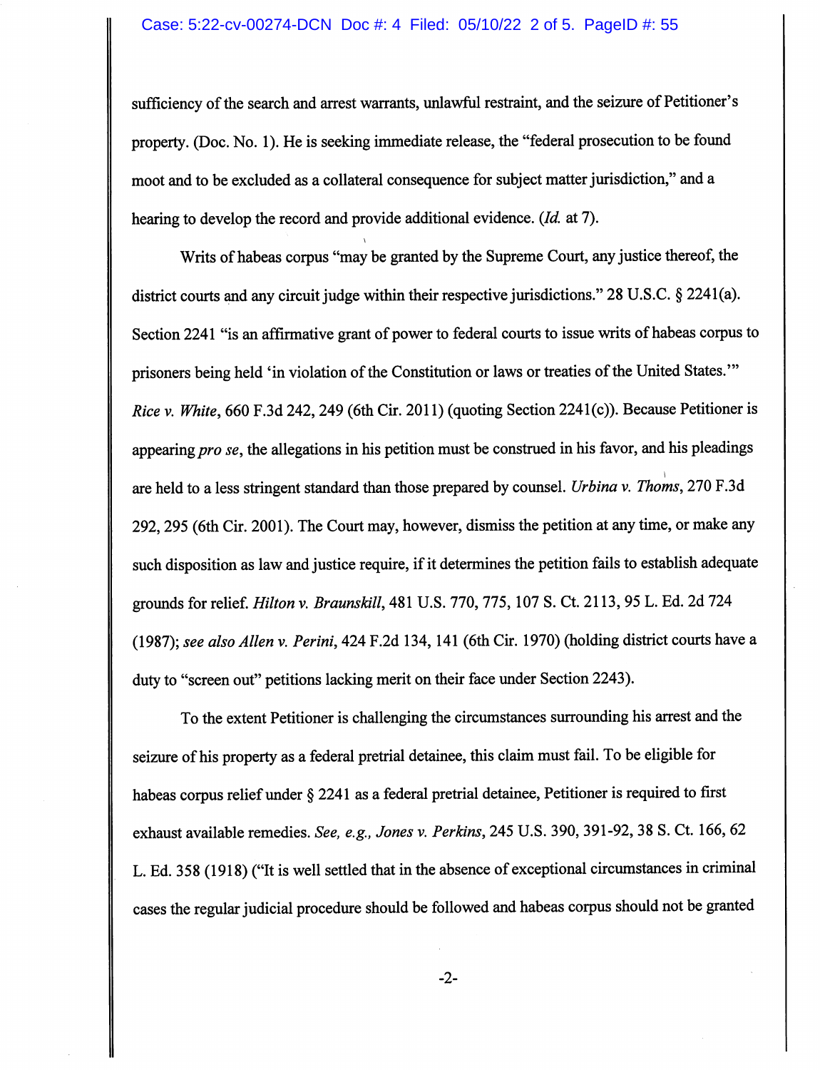sufficiency of the search and arrest warrants, unlawful restraint, and the seizure of Petitioner's property. (Doc. No. 1). He is seeking immediate release, the "federal prosecution to be found moot and to be excluded as a collateral consequence for subject matter jurisdiction," and a hearing to develop the record and provide additional evidence. (*Id.* at 7).

Writs of habeas corpus "may be granted by the Supreme Court, any justice thereof, the district courts and any circuit judge within their respective jurisdictions." 28 U.S.C. § 2241(a). Section 2241 "is an affirmative grant of power to federal courts to issue writs of habeas corpus to prisoners being held 'in violation of the Constitution or laws or treaties of the United States.'" *Rice v. White*, 660 F.3d 242, 249 (6th Cir. 2011) (quoting Section 2241(c)). Because Petitioner is appearing *pro se*, the allegations in his petition must be construed in his favor, and his pleadings are held to a less stringent standard than those prepared by counsel. *Urbina v. Thoms*, 270 F.3d 292, 295 (6th Cir. 2001). The Court may, however, dismiss the petition at any time, or make any such disposition as law and justice require, if it determines the petition fails to establish adequate grounds for relief. *Hilton v. Braunskill*, 481 U.S. 770, 775, 107 S. Ct. 2113, 95 L. Ed. 2d 724 (1987); *see also Allen v. Perini*, 424 F.2d 134, 141 (6th Cir. 1970) (holding district courts have a duty to "screen out" petitions lacking merit on their face under Section 2243).

To the extent Petitioner is challenging the circumstances surrounding his arrest and the seizure of his property as a federal pretrial detainee, this claim must fail. To be eligible for habeas corpus relief under § 2241 as a federal pretrial detainee, Petitioner is required to first exhaust available remedies. *See, e.g., Jones v. Perkins*, 245 U.S. 390, 391-92, 38 S. Ct. 166, 62 L. Ed. 358 (1918) ("It is well settled that in the absence of exceptional circumstances in criminal cases the regular judicial procedure should be followed and habeas corpus should not be granted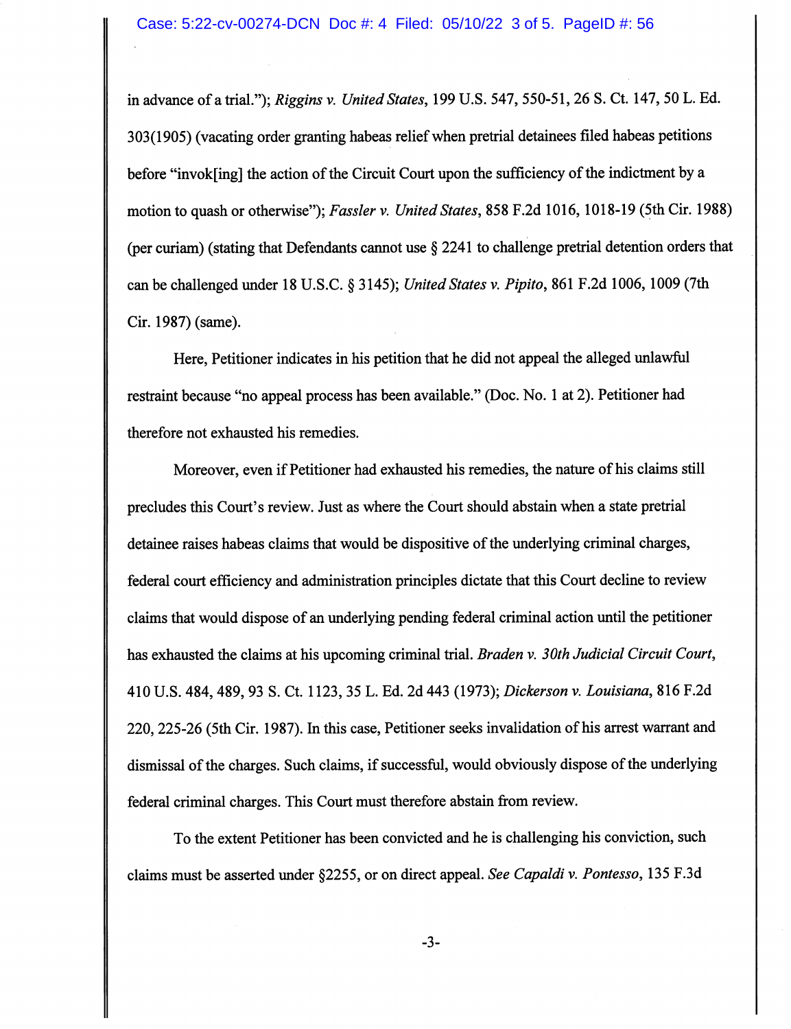in advance of a trial."); *Riggins v. United States*, 199 U.S. 547, 550-51, 26 S. Ct. 147, 50 L. Ed. 303(1905) (vacating order granting habeas relief when pretrial detainees filed habeas petitions before "invok[ing] the action of the Circuit Court upon the sufficiency of the indictment by a motion to quash or otherwise"); *Fassler v. United States*, 858 F.2d 1016, 1018-19 (5th Cir. 1988) (per curiam) (stating that Defendants cannot use § 2241 to challenge pretrial detention orders that can be challenged under 18 U.S.C. § 3145); *United States v. Pipito*, 861 F.2d 1006, 1009 (7th Cir. 1987) (same).

Here, Petitioner indicates in his petition that he did not appeal the alleged unlawful restraint because "no appeal process has been available." (Doc. No. 1 at 2). Petitioner had therefore not exhausted his remedies.

Moreover, even if Petitioner had exhausted his remedies, the nature of his claims still precludes this Court's review. Just as where the Court should abstain when a state pretrial detainee raises habeas claims that would be dispositive of the underlying criminal charges, federal court efficiency and administration principles dictate that this Court decline to review claims that would dispose of an underlying pending federal criminal action until the petitioner has exhausted the claims at his upcoming criminal trial. *Braden v. 30th Judicial Circuit Court*, 410 U.S. 484, 489, 93 S. Ct. 1123, 35 L. Ed. 2d 443 (1973); *Dickerson v. Louisiana*, 816 F.2d 220, 225-26 (5th Cir. 1987). In this case, Petitioner seeks invalidation of his arrest warrant and dismissal of the charges. Such claims, if successful, would obviously dispose of the underlying federal criminal charges. This Court must therefore abstain from review.

To the extent Petitioner has been convicted and he is challenging his conviction, such claims must be asserted under §2255, or on direct appeal. *See Capaldi v. Pontesso*, 135 F.3d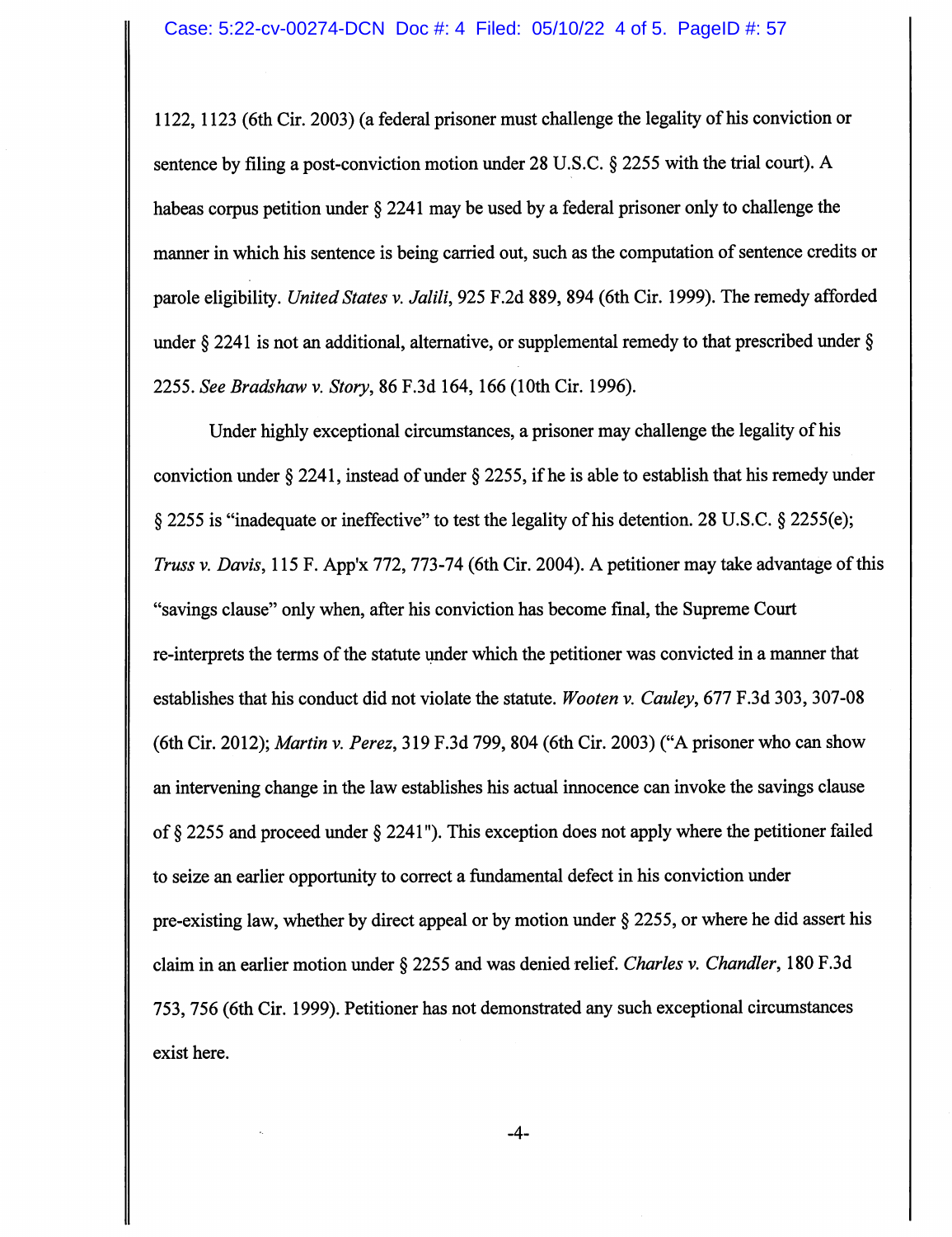1122, 1123 (6th Cir. 2003) (a federal prisoner must challenge the legality of his conviction or sentence by filing a post-conviction motion under 28 U.S.C. § 2255 with the trial court). A habeas corpus petition under § 2241 may be used by a federal prisoner only to challenge the manner in which his sentence is being carried out, such as the computation of sentence credits or parole eligibility. *United States v. Jalili*, 925 F.2d 889, 894 (6th Cir. 1999). The remedy afforded under § 2241 is not an additional, alternative, or supplemental remedy to that prescribed under § 2255. *See Bradshaw v. Story*, 86 F.3d 164, 166 (10th Cir. 1996).

Under highly exceptional circumstances, a prisoner may challenge the legality of his conviction under § 2241, instead of under § 2255, if he is able to establish that his remedy under § 2255 is "inadequate or ineffective" to test the legality of his detention. 28 U.S.C. § 2255(e); *Truss v. Davis*, 115 F. App'x 772, 773-74 (6th Cir. 2004). A petitioner may take advantage of this "savings clause" only when, after his conviction has become final, the Supreme Court re-interprets the terms of the statute under which the petitioner was convicted in a manner that establishes that his conduct did not violate the statute. *Wooten v. Cauley*, 677 F.3d 303, 307-08 (6th Cir. 2012); *Martin v. Perez*, 319 F.3d 799, 804 (6th Cir. 2003) ("A prisoner who can show an intervening change in the law establishes his actual innocence can invoke the savings clause of § 2255 and proceed under § 2241"). This exception does not apply where the petitioner failed to seize an earlier opportunity to correct a fundamental defect in his conviction under pre-existing law, whether by direct appeal or by motion under § 2255, or where he did assert his claim in an earlier motion under § 2255 and was denied relief. *Charles v. Chandler*, 180 F.3d 753, 756 (6th Cir. 1999). Petitioner has not demonstrated any such exceptional circumstances exist here.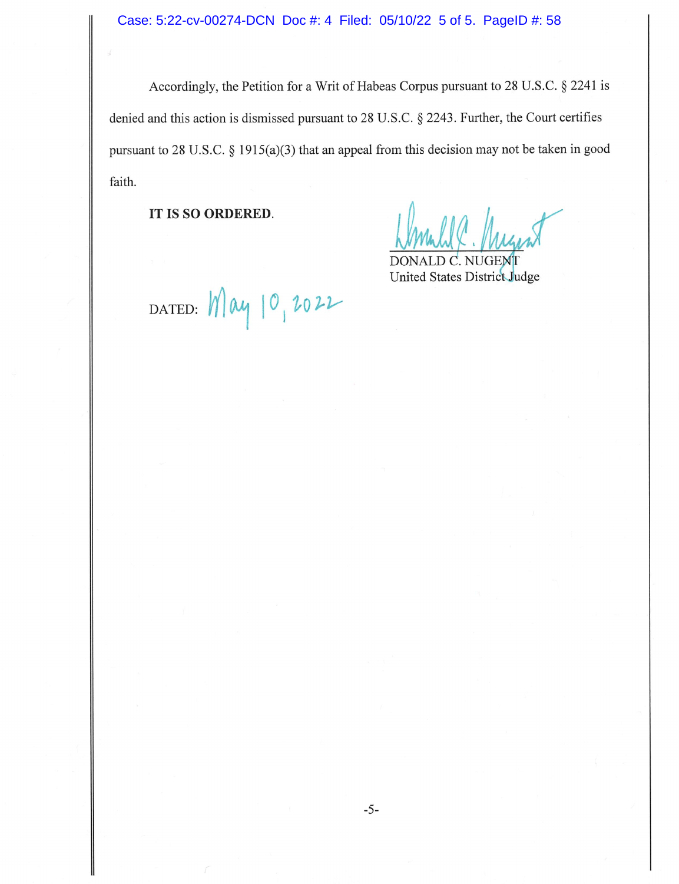Accordingly, the Petition for a Writ of Habeas Corpus pursuant to 28 U.S.C. § 2241 is denied and this action is dismissed pursuant to 28 U.S.C. § 2243. Further, the Court certifies pursuant to 28 U.S.C. § 1915(a)(3) that an appeal from this decision may not be taken in good faith.

**IT IS SO ORDERED.**

DONALD C. NUGENT
United States District Judge

DATED: May 10, 2022